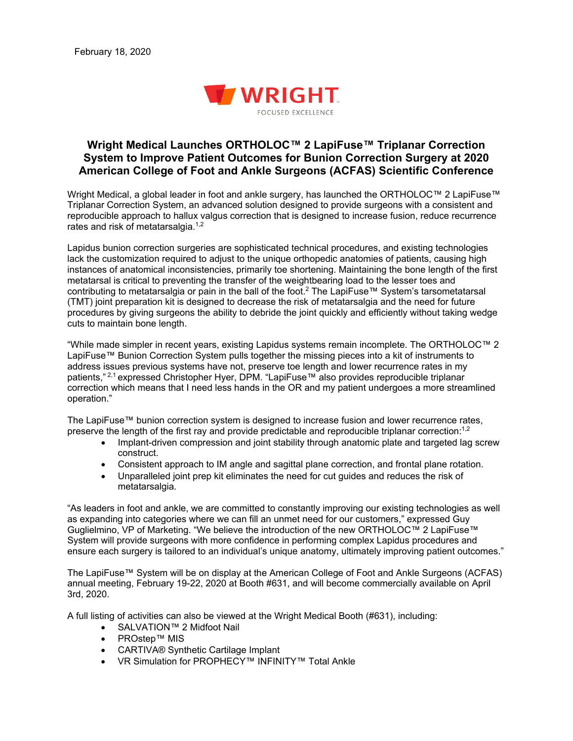February 18, 2020

WRIGHT

FOCUSED EXCELLENCE

# Wright Medical Launches ORTHOLOC™ 2 LapiFuse™ Triplanar Correction System to Improve Patient Outcomes for Bunion Correction Surgery at 2020 American College of Foot and Ankle Surgeons (ACFAS) Scientific Conference

Wright Medical, a global leader in foot and ankle surgery, has launched the ORTHOLOC™ 2 LapiFuse™ Triplanar Correction System, an advanced solution designed to provide surgeons with a consistent and reproducible approach to hallux valgus correction that is designed to increase fusion, reduce recurrence rates and risk of metatarsalgia.[1,2]

Lapidus bunion correction surgeries are sophisticated technical procedures, and existing technologies lack the customization required to adjust to the unique orthopedic anatomies of patients, causing high instances of anatomical inconsistencies, primarily toe shortening. Maintaining the bone length of the first metatarsal is critical to preventing the transfer of the weightbearing load to the lesser toes and contributing to metatarsalgia or pain in the ball of the foot.[2] The LapiFuse™ System's tarsometatarsal (TMT) joint preparation kit is designed to decrease the risk of metatarsalgia and the need for future procedures by giving surgeons the ability to debride the joint quickly and efficiently without taking wedge cuts to maintain bone length.

"While made simpler in recent years, existing Lapidus systems remain incomplete. The ORTHOLOC™ 2 LapiFuse™ Bunion Correction System pulls together the missing pieces into a kit of instruments to address issues previous systems have not, preserve toe length and lower recurrence rates in my patients,"[2,1] expressed Christopher Hyer, DPM. "LapiFuse™ also provides reproducible triplanar correction which means that I need less hands in the OR and my patient undergoes a more streamlined operation."

The LapiFuse™ bunion correction system is designed to increase fusion and lower recurrence rates, preserve the length of the first ray and provide predictable and reproducible triplanar correction:[1,2]

- Implant-driven compression and joint stability through anatomic plate and targeted lag screw construct.
- Consistent approach to IM angle and sagittal plane correction, and frontal plane rotation.
- Unparalleled joint prep kit eliminates the need for cut guides and reduces the risk of metatarsalgia.

"As leaders in foot and ankle, we are committed to constantly improving our existing technologies as well as expanding into categories where we can fill an unmet need for our customers," expressed Guy Guglielmino, VP of Marketing. "We believe the introduction of the new ORTHOLOC™ 2 LapiFuse™ System will provide surgeons with more confidence in performing complex Lapidus procedures and ensure each surgery is tailored to an individual's unique anatomy, ultimately improving patient outcomes."

The LapiFuse™ System will be on display at the American College of Foot and Ankle Surgeons (ACFAS) annual meeting, February 19-22, 2020 at Booth #631, and will become commercially available on April 3rd, 2020.

A full listing of activities can also be viewed at the Wright Medical Booth (#631), including:

- SALVATION™ 2 Midfoot Nail
- PROstep™ MIS
- CARTIVA® Synthetic Cartilage Implant
- VR Simulation for PROPHECY™ INFINITY™ Total Ankle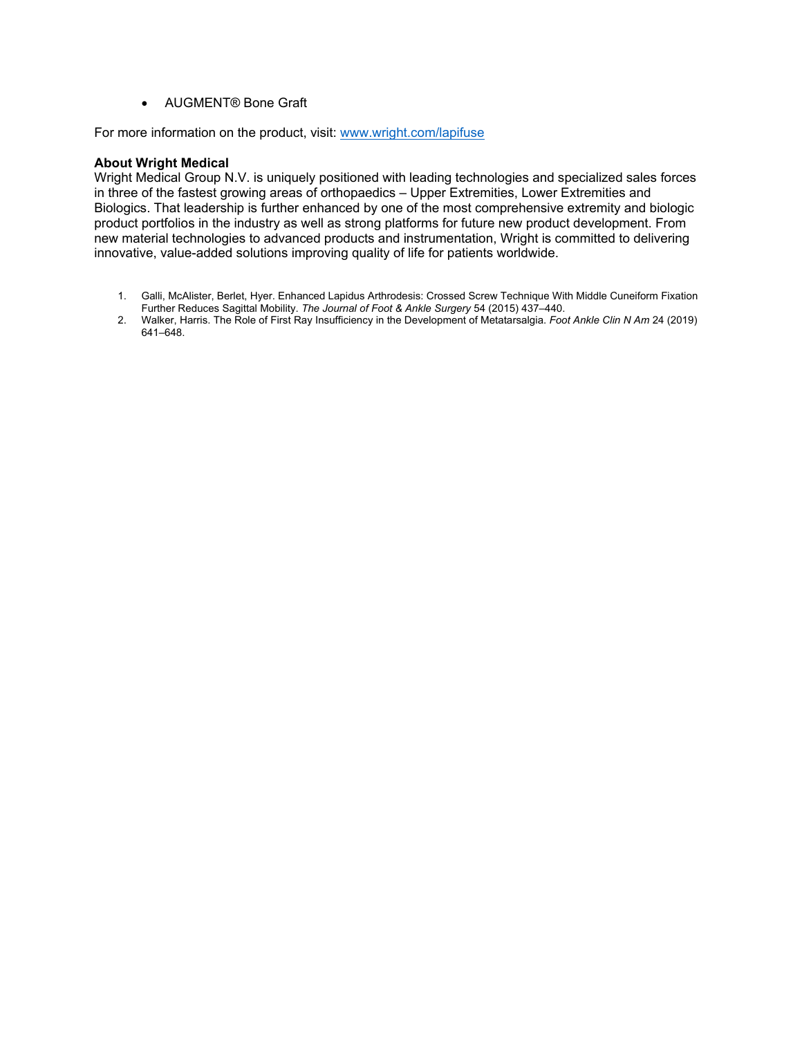- AUGMENT® Bone Graft

For more information on the product, visit: [www.wright.com/lapifuse](www.wright.com/lapifuse)

**About Wright Medical**
Wright Medical Group N.V. is uniquely positioned with leading technologies and specialized sales forces in three of the fastest growing areas of orthopaedics – Upper Extremities, Lower Extremities and Biologics. That leadership is further enhanced by one of the most comprehensive extremity and biologic product portfolios in the industry as well as strong platforms for future new product development. From new material technologies to advanced products and instrumentation, Wright is committed to delivering innovative, value-added solutions improving quality of life for patients worldwide.

1. Galli, McAlister, Berlet, Hyer. Enhanced Lapidus Arthrodesis: Crossed Screw Technique With Middle Cuneiform Fixation Further Reduces Sagittal Mobility. *The Journal of Foot & Ankle Surgery* 54 (2015) 437–440.
2. Walker, Harris. The Role of First Ray Insufficiency in the Development of Metatarsalgia. *Foot Ankle Clin N Am* 24 (2019) 641–648.